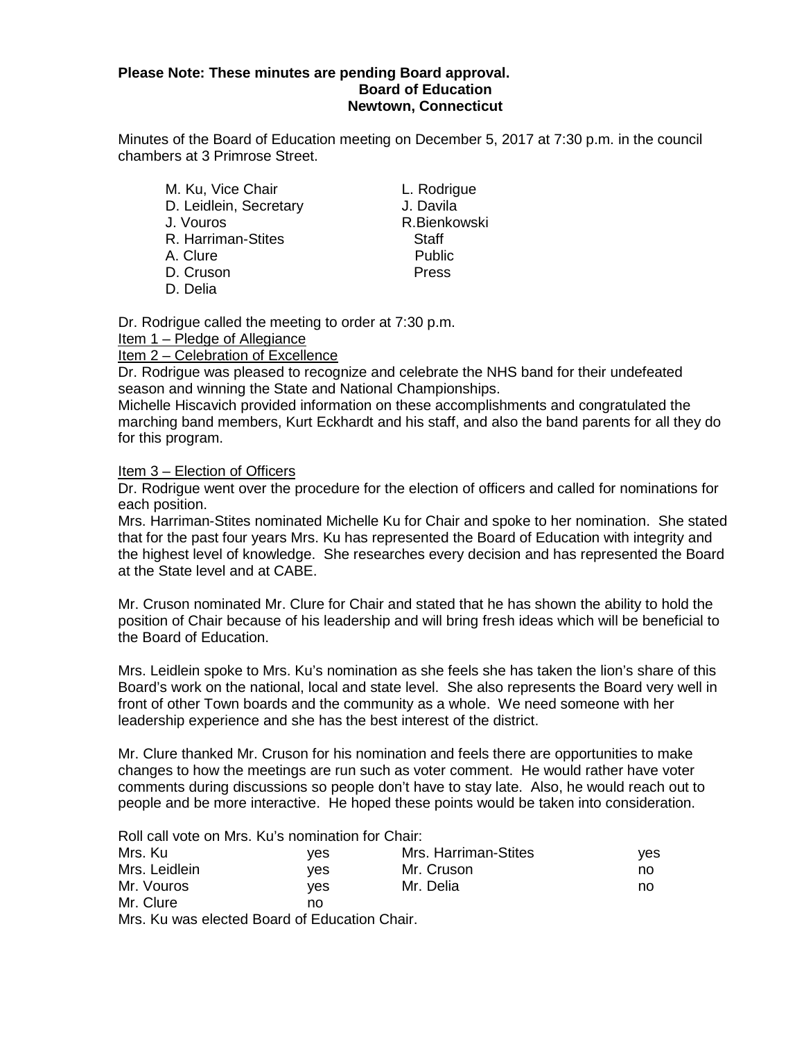**Please Note: These minutes are pending Board approval.**

**Board of Education**

**Newtown, Connecticut**

Minutes of the Board of Education meeting on December 5, 2017 at 7:30 p.m. in the council chambers at 3 Primrose Street.

| | |
|---|---|
| M. Ku, Vice Chair | L. Rodrigue |
| D. Leidlein, Secretary | J. Davila |
| J. Vouros | R.Bienkowski |
| R. Harriman-Stites | Staff |
| A. Clure | Public |
| D. Cruson | Press |
| D. Delia | |

Dr. Rodrigue called the meeting to order at 7:30 p.m.

Item 1 – Pledge of Allegiance

Item 2 – Celebration of Excellence

Dr. Rodrigue was pleased to recognize and celebrate the NHS band for their undefeated season and winning the State and National Championships.

Michelle Hiscavich provided information on these accomplishments and congratulated the marching band members, Kurt Eckhardt and his staff, and also the band parents for all they do for this program.

Item 3 – Election of Officers

Dr. Rodrigue went over the procedure for the election of officers and called for nominations for each position.

Mrs. Harriman-Stites nominated Michelle Ku for Chair and spoke to her nomination. She stated that for the past four years Mrs. Ku has represented the Board of Education with integrity and the highest level of knowledge. She researches every decision and has represented the Board at the State level and at CABE.

Mr. Cruson nominated Mr. Clure for Chair and stated that he has shown the ability to hold the position of Chair because of his leadership and will bring fresh ideas which will be beneficial to the Board of Education.

Mrs. Leidlein spoke to Mrs. Ku's nomination as she feels she has taken the lion's share of this Board's work on the national, local and state level. She also represents the Board very well in front of other Town boards and the community as a whole. We need someone with her leadership experience and she has the best interest of the district.

Mr. Clure thanked Mr. Cruson for his nomination and feels there are opportunities to make changes to how the meetings are run such as voter comment. He would rather have voter comments during discussions so people don't have to stay late. Also, he would reach out to people and be more interactive. He hoped these points would be taken into consideration.

Roll call vote on Mrs. Ku's nomination for Chair:

| | | | |
|---|---|---|---|
| Mrs. Ku | yes | Mrs. Harriman-Stites | yes |
| Mrs. Leidlein | yes | Mr. Cruson | no |
| Mr. Vouros | yes | Mr. Delia | no |
| Mr. Clure | no | | |

Mrs. Ku was elected Board of Education Chair.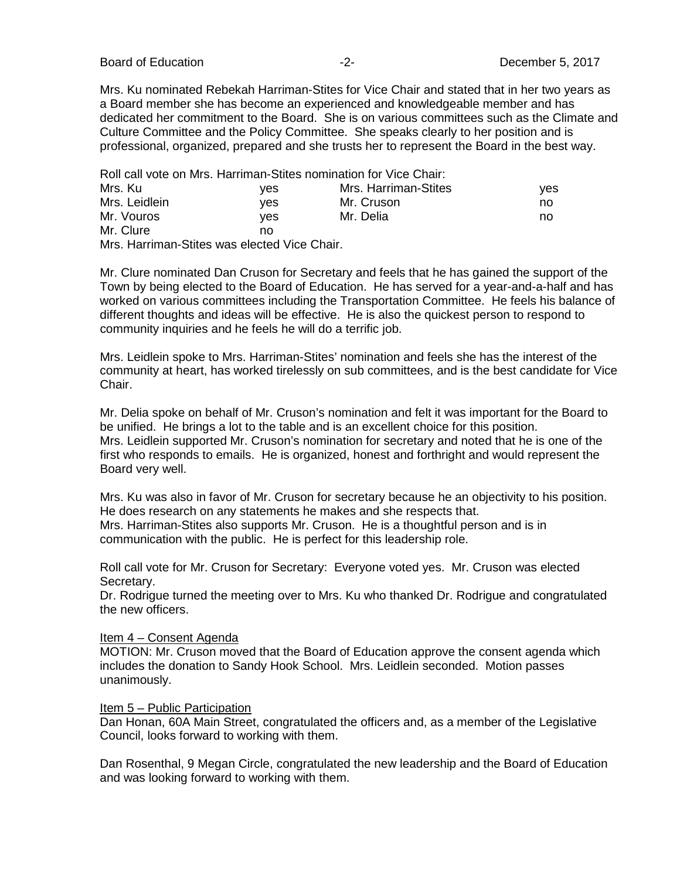Mrs. Ku nominated Rebekah Harriman-Stites for Vice Chair and stated that in her two years as a Board member she has become an experienced and knowledgeable member and has dedicated her commitment to the Board. She is on various committees such as the Climate and Culture Committee and the Policy Committee. She speaks clearly to her position and is professional, organized, prepared and she trusts her to represent the Board in the best way.

Roll call vote on Mrs. Harriman-Stites nomination for Vice Chair:

| | | | |
|---|---|---|---|
| Mrs. Ku | yes | Mrs. Harriman-Stites | yes |
| Mrs. Leidlein | yes | Mr. Cruson | no |
| Mr. Vouros | yes | Mr. Delia | no |
| Mr. Clure | no | | |

Mrs. Harriman-Stites was elected Vice Chair.

Mr. Clure nominated Dan Cruson for Secretary and feels that he has gained the support of the Town by being elected to the Board of Education. He has served for a year-and-a-half and has worked on various committees including the Transportation Committee. He feels his balance of different thoughts and ideas will be effective. He is also the quickest person to respond to community inquiries and he feels he will do a terrific job.

Mrs. Leidlein spoke to Mrs. Harriman-Stites' nomination and feels she has the interest of the community at heart, has worked tirelessly on sub committees, and is the best candidate for Vice Chair.

Mr. Delia spoke on behalf of Mr. Cruson's nomination and felt it was important for the Board to be unified. He brings a lot to the table and is an excellent choice for this position.
Mrs. Leidlein supported Mr. Cruson's nomination for secretary and noted that he is one of the first who responds to emails. He is organized, honest and forthright and would represent the Board very well.

Mrs. Ku was also in favor of Mr. Cruson for secretary because he an objectivity to his position. He does research on any statements he makes and she respects that.
Mrs. Harriman-Stites also supports Mr. Cruson. He is a thoughtful person and is in communication with the public. He is perfect for this leadership role.

Roll call vote for Mr. Cruson for Secretary: Everyone voted yes. Mr. Cruson was elected Secretary.
Dr. Rodrigue turned the meeting over to Mrs. Ku who thanked Dr. Rodrigue and congratulated the new officers.

Item 4 – Consent Agenda
MOTION: Mr. Cruson moved that the Board of Education approve the consent agenda which includes the donation to Sandy Hook School. Mrs. Leidlein seconded. Motion passes unanimously.

Item 5 – Public Participation
Dan Honan, 60A Main Street, congratulated the officers and, as a member of the Legislative Council, looks forward to working with them.

Dan Rosenthal, 9 Megan Circle, congratulated the new leadership and the Board of Education and was looking forward to working with them.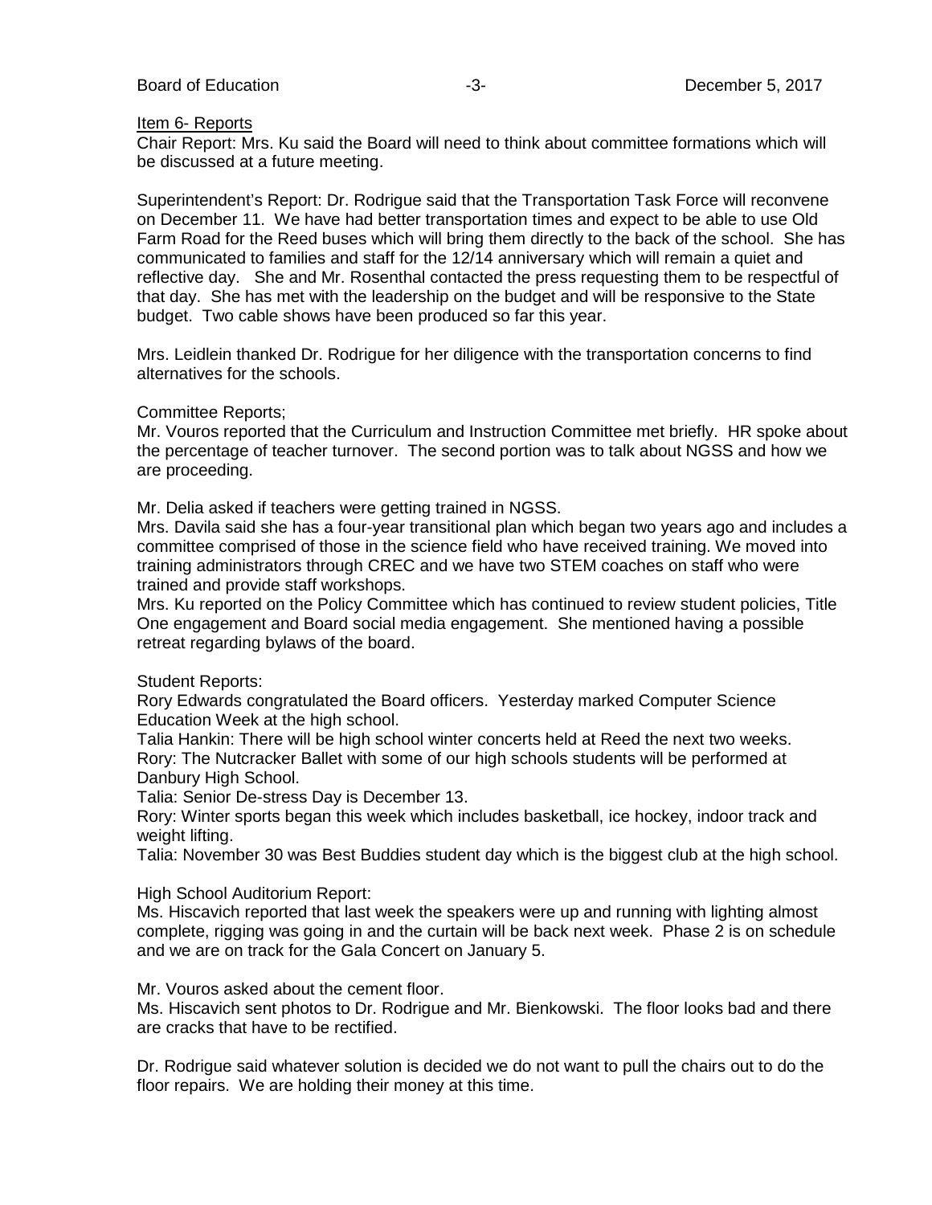Item 6- Reports

Chair Report: Mrs. Ku said the Board will need to think about committee formations which will be discussed at a future meeting.

Superintendent's Report: Dr. Rodrigue said that the Transportation Task Force will reconvene on December 11. We have had better transportation times and expect to be able to use Old Farm Road for the Reed buses which will bring them directly to the back of the school. She has communicated to families and staff for the 12/14 anniversary which will remain a quiet and reflective day. She and Mr. Rosenthal contacted the press requesting them to be respectful of that day. She has met with the leadership on the budget and will be responsive to the State budget. Two cable shows have been produced so far this year.

Mrs. Leidlein thanked Dr. Rodrigue for her diligence with the transportation concerns to find alternatives for the schools.

Committee Reports;

Mr. Vouros reported that the Curriculum and Instruction Committee met briefly. HR spoke about the percentage of teacher turnover. The second portion was to talk about NGSS and how we are proceeding.

Mr. Delia asked if teachers were getting trained in NGSS.

Mrs. Davila said she has a four-year transitional plan which began two years ago and includes a committee comprised of those in the science field who have received training. We moved into training administrators through CREC and we have two STEM coaches on staff who were trained and provide staff workshops.

Mrs. Ku reported on the Policy Committee which has continued to review student policies, Title One engagement and Board social media engagement. She mentioned having a possible retreat regarding bylaws of the board.

Student Reports:

Rory Edwards congratulated the Board officers. Yesterday marked Computer Science Education Week at the high school.

Talia Hankin: There will be high school winter concerts held at Reed the next two weeks.

Rory: The Nutcracker Ballet with some of our high schools students will be performed at Danbury High School.

Talia: Senior De-stress Day is December 13.

Rory: Winter sports began this week which includes basketball, ice hockey, indoor track and weight lifting.

Talia: November 30 was Best Buddies student day which is the biggest club at the high school.

High School Auditorium Report:

Ms. Hiscavich reported that last week the speakers were up and running with lighting almost complete, rigging was going in and the curtain will be back next week. Phase 2 is on schedule and we are on track for the Gala Concert on January 5.

Mr. Vouros asked about the cement floor.

Ms. Hiscavich sent photos to Dr. Rodrigue and Mr. Bienkowski. The floor looks bad and there are cracks that have to be rectified.

Dr. Rodrigue said whatever solution is decided we do not want to pull the chairs out to do the floor repairs. We are holding their money at this time.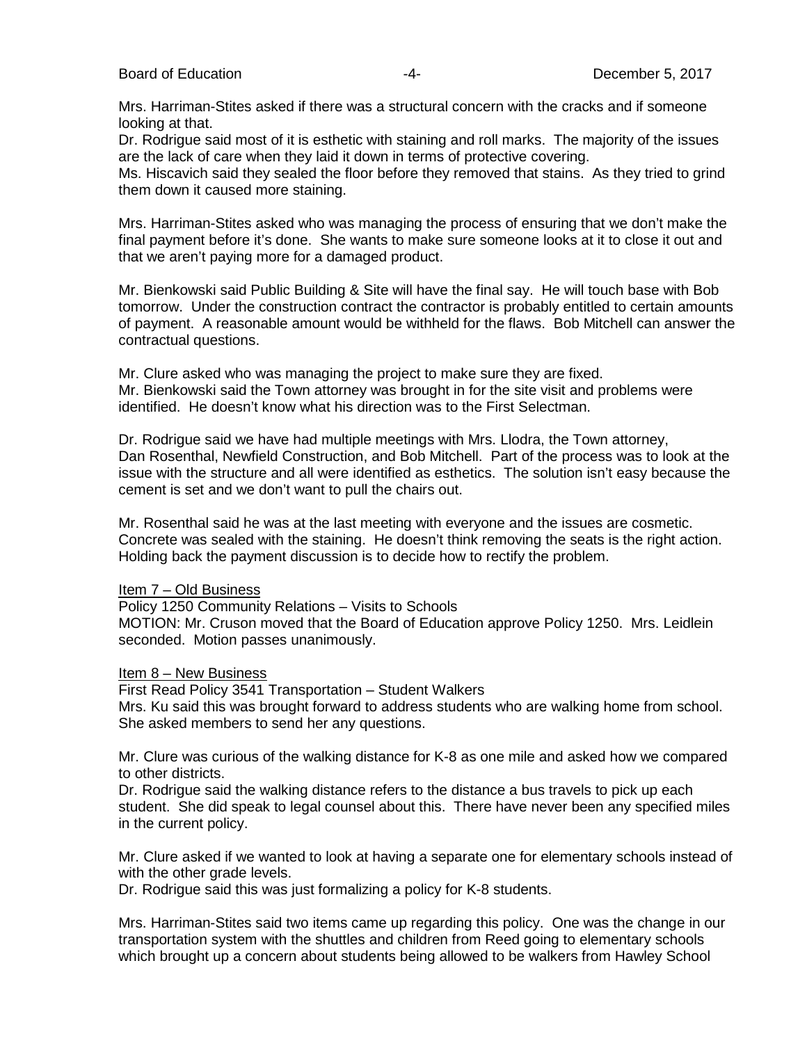Mrs. Harriman-Stites asked if there was a structural concern with the cracks and if someone looking at that.
Dr. Rodrigue said most of it is esthetic with staining and roll marks. The majority of the issues are the lack of care when they laid it down in terms of protective covering.
Ms. Hiscavich said they sealed the floor before they removed that stains. As they tried to grind them down it caused more staining.

Mrs. Harriman-Stites asked who was managing the process of ensuring that we don't make the final payment before it's done. She wants to make sure someone looks at it to close it out and that we aren't paying more for a damaged product.

Mr. Bienkowski said Public Building & Site will have the final say. He will touch base with Bob tomorrow. Under the construction contract the contractor is probably entitled to certain amounts of payment. A reasonable amount would be withheld for the flaws. Bob Mitchell can answer the contractual questions.

Mr. Clure asked who was managing the project to make sure they are fixed.
Mr. Bienkowski said the Town attorney was brought in for the site visit and problems were identified. He doesn't know what his direction was to the First Selectman.

Dr. Rodrigue said we have had multiple meetings with Mrs. Llodra, the Town attorney, Dan Rosenthal, Newfield Construction, and Bob Mitchell. Part of the process was to look at the issue with the structure and all were identified as esthetics. The solution isn't easy because the cement is set and we don't want to pull the chairs out.

Mr. Rosenthal said he was at the last meeting with everyone and the issues are cosmetic. Concrete was sealed with the staining. He doesn't think removing the seats is the right action. Holding back the payment discussion is to decide how to rectify the problem.

Item 7 – Old Business

Policy 1250 Community Relations – Visits to Schools

MOTION: Mr. Cruson moved that the Board of Education approve Policy 1250. Mrs. Leidlein seconded. Motion passes unanimously.

Item 8 – New Business

First Read Policy 3541 Transportation – Student Walkers

Mrs. Ku said this was brought forward to address students who are walking home from school. She asked members to send her any questions.

Mr. Clure was curious of the walking distance for K-8 as one mile and asked how we compared to other districts.
Dr. Rodrigue said the walking distance refers to the distance a bus travels to pick up each student. She did speak to legal counsel about this. There have never been any specified miles in the current policy.

Mr. Clure asked if we wanted to look at having a separate one for elementary schools instead of with the other grade levels.
Dr. Rodrigue said this was just formalizing a policy for K-8 students.

Mrs. Harriman-Stites said two items came up regarding this policy. One was the change in our transportation system with the shuttles and children from Reed going to elementary schools which brought up a concern about students being allowed to be walkers from Hawley School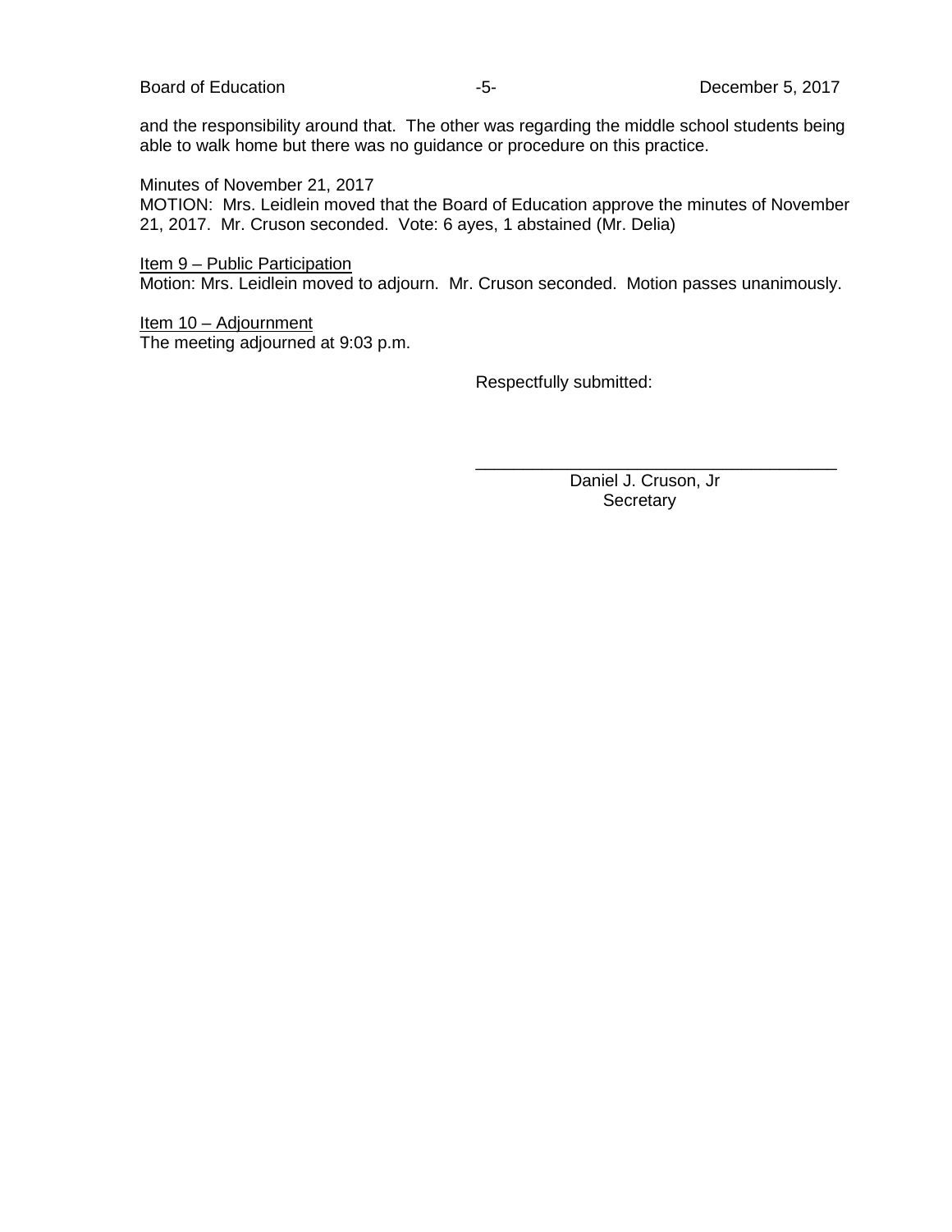and the responsibility around that. The other was regarding the middle school students being able to walk home but there was no guidance or procedure on this practice.

Minutes of November 21, 2017
MOTION: Mrs. Leidlein moved that the Board of Education approve the minutes of November 21, 2017. Mr. Cruson seconded. Vote: 6 ayes, 1 abstained (Mr. Delia)

<u>Item 9 – Public Participation</u>
Motion: Mrs. Leidlein moved to adjourn. Mr. Cruson seconded. Motion passes unanimously.

<u>Item 10 – Adjournment</u>
The meeting adjourned at 9:03 p.m.

Respectfully submitted:

\_\_\_\_\_\_\_\_\_\_\_\_\_\_\_\_\_\_\_\_\_\_\_\_\_\_\_\_\_\_\_\_\_\_\_\_\_\_\_\_

Daniel J. Cruson, Jr
Secretary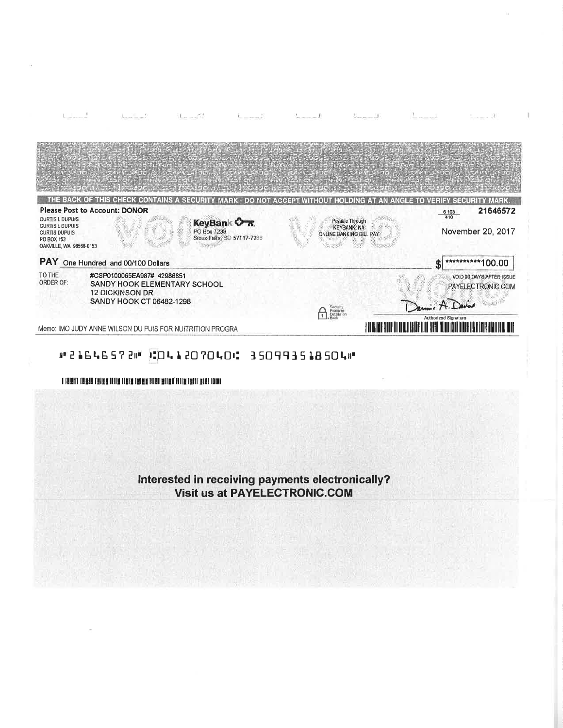THE BACK OF THIS CHECK CONTAINS A SECURITY MARK - DO NOT ACCEPT WITHOUT HOLDING AT AN ANGLE TO VERIFY SECURITY MARK.

**Please Post to Account: DONOR**

CURTIS L DUPUIS
CURTIS L DUPUIS
CURTIS DUPUIS
PO BOX 153
OAKVILLE, WA 98568-0153

KeyBank
PO Box 7236
Sioux Falls, SD 57117-7236

Payable Through
KEYBANK, NA
ONLINE BANKING BILL PAY

6 103 / 410

21646572

November 20, 2017

**PAY** One Hundred and 00/100 Dollars

$ ***********100.00

TO THE ORDER OF:
#CSP0100065EA987# 42986851
SANDY HOOK ELEMENTARY SCHOOL
12 DICKINSON DR
SANDY HOOK CT 06482-1298

VOID 90 DAYS AFTER ISSUE
PAYELECTRONIC.COM

Security Features Details on Back

Dennis A. Davis
Authorized Signature

Memo: IMO JUDY ANNE WILSON DU PUIS FOR NUITRITION PROGRA

⑈21646572⑈ ⑆041207040⑆ 35099351850 4⑈

**Interested in receiving payments electronically?**
**Visit us at PAYELECTRONIC.COM**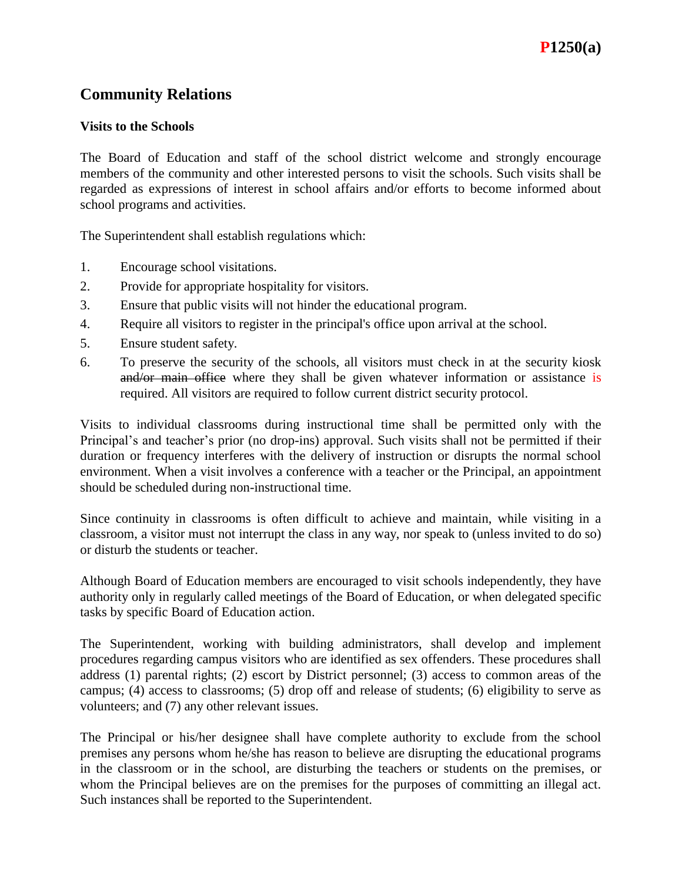# P1250(a)

## Community Relations

### Visits to the Schools

The Board of Education and staff of the school district welcome and strongly encourage members of the community and other interested persons to visit the schools. Such visits shall be regarded as expressions of interest in school affairs and/or efforts to become informed about school programs and activities.

The Superintendent shall establish regulations which:

1. Encourage school visitations.
2. Provide for appropriate hospitality for visitors.
3. Ensure that public visits will not hinder the educational program.
4. Require all visitors to register in the principal's office upon arrival at the school.
5. Ensure student safety.
6. To preserve the security of the schools, all visitors must check in at the security kiosk ~~and/or main office~~ where they shall be given whatever information or assistance is required. All visitors are required to follow current district security protocol.

Visits to individual classrooms during instructional time shall be permitted only with the Principal's and teacher's prior (no drop-ins) approval. Such visits shall not be permitted if their duration or frequency interferes with the delivery of instruction or disrupts the normal school environment. When a visit involves a conference with a teacher or the Principal, an appointment should be scheduled during non-instructional time.

Since continuity in classrooms is often difficult to achieve and maintain, while visiting in a classroom, a visitor must not interrupt the class in any way, nor speak to (unless invited to do so) or disturb the students or teacher.

Although Board of Education members are encouraged to visit schools independently, they have authority only in regularly called meetings of the Board of Education, or when delegated specific tasks by specific Board of Education action.

The Superintendent, working with building administrators, shall develop and implement procedures regarding campus visitors who are identified as sex offenders. These procedures shall address (1) parental rights; (2) escort by District personnel; (3) access to common areas of the campus; (4) access to classrooms; (5) drop off and release of students; (6) eligibility to serve as volunteers; and (7) any other relevant issues.

The Principal or his/her designee shall have complete authority to exclude from the school premises any persons whom he/she has reason to believe are disrupting the educational programs in the classroom or in the school, are disturbing the teachers or students on the premises, or whom the Principal believes are on the premises for the purposes of committing an illegal act. Such instances shall be reported to the Superintendent.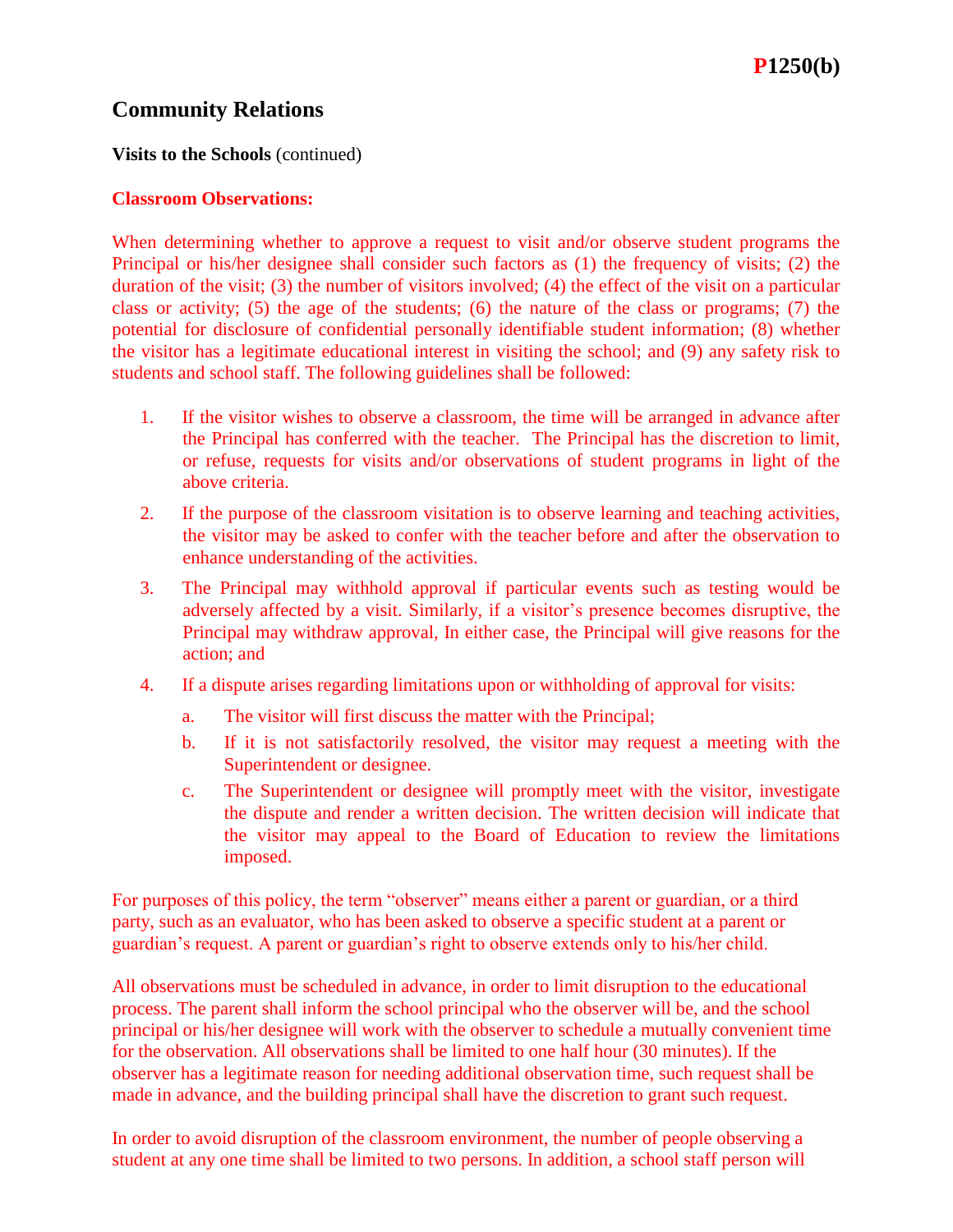## Community Relations

**Visits to the Schools** (continued)

**Classroom Observations:**

When determining whether to approve a request to visit and/or observe student programs the Principal or his/her designee shall consider such factors as (1) the frequency of visits; (2) the duration of the visit; (3) the number of visitors involved; (4) the effect of the visit on a particular class or activity; (5) the age of the students; (6) the nature of the class or programs; (7) the potential for disclosure of confidential personally identifiable student information; (8) whether the visitor has a legitimate educational interest in visiting the school; and (9) any safety risk to students and school staff. The following guidelines shall be followed:

1. If the visitor wishes to observe a classroom, the time will be arranged in advance after the Principal has conferred with the teacher. The Principal has the discretion to limit, or refuse, requests for visits and/or observations of student programs in light of the above criteria.
2. If the purpose of the classroom visitation is to observe learning and teaching activities, the visitor may be asked to confer with the teacher before and after the observation to enhance understanding of the activities.
3. The Principal may withhold approval if particular events such as testing would be adversely affected by a visit. Similarly, if a visitor's presence becomes disruptive, the Principal may withdraw approval, In either case, the Principal will give reasons for the action; and
4. If a dispute arises regarding limitations upon or withholding of approval for visits:
   a. The visitor will first discuss the matter with the Principal;
   b. If it is not satisfactorily resolved, the visitor may request a meeting with the Superintendent or designee.
   c. The Superintendent or designee will promptly meet with the visitor, investigate the dispute and render a written decision. The written decision will indicate that the visitor may appeal to the Board of Education to review the limitations imposed.

For purposes of this policy, the term "observer" means either a parent or guardian, or a third party, such as an evaluator, who has been asked to observe a specific student at a parent or guardian's request. A parent or guardian's right to observe extends only to his/her child.

All observations must be scheduled in advance, in order to limit disruption to the educational process. The parent shall inform the school principal who the observer will be, and the school principal or his/her designee will work with the observer to schedule a mutually convenient time for the observation. All observations shall be limited to one half hour (30 minutes). If the observer has a legitimate reason for needing additional observation time, such request shall be made in advance, and the building principal shall have the discretion to grant such request.

In order to avoid disruption of the classroom environment, the number of people observing a student at any one time shall be limited to two persons. In addition, a school staff person will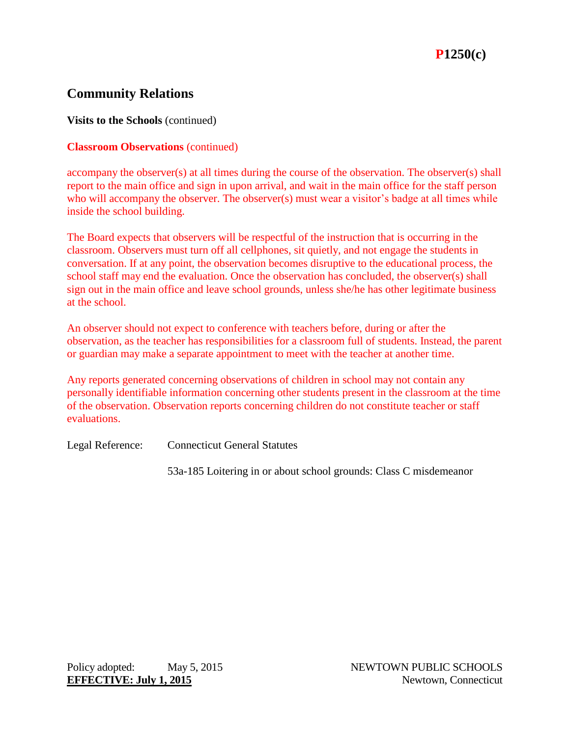**P1250(c)**

## Community Relations

**Visits to the Schools** (continued)

**Classroom Observations** (continued)

accompany the observer(s) at all times during the course of the observation. The observer(s) shall report to the main office and sign in upon arrival, and wait in the main office for the staff person who will accompany the observer. The observer(s) must wear a visitor's badge at all times while inside the school building.

The Board expects that observers will be respectful of the instruction that is occurring in the classroom. Observers must turn off all cellphones, sit quietly, and not engage the students in conversation. If at any point, the observation becomes disruptive to the educational process, the school staff may end the evaluation. Once the observation has concluded, the observer(s) shall sign out in the main office and leave school grounds, unless she/he has other legitimate business at the school.

An observer should not expect to conference with teachers before, during or after the observation, as the teacher has responsibilities for a classroom full of students. Instead, the parent or guardian may make a separate appointment to meet with the teacher at another time.

Any reports generated concerning observations of children in school may not contain any personally identifiable information concerning other students present in the classroom at the time of the observation. Observation reports concerning children do not constitute teacher or staff evaluations.

Legal Reference: Connecticut General Statutes

53a-185 Loitering in or about school grounds: Class C misdemeanor

Policy adopted: May 5, 2015

**EFFECTIVE: July 1, 2015**

NEWTOWN PUBLIC SCHOOLS
Newtown, Connecticut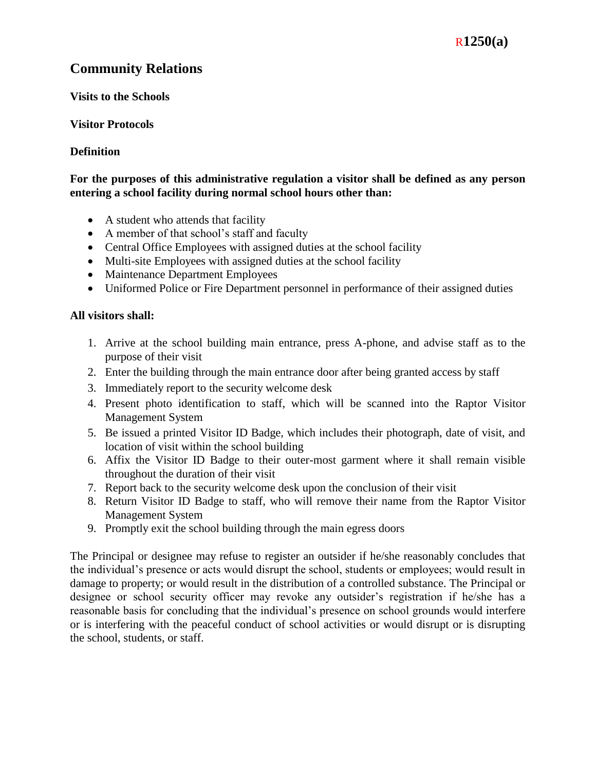R1250(a)

# Community Relations

## Visits to the Schools

### Visitor Protocols

### Definition

**For the purposes of this administrative regulation a visitor shall be defined as any person entering a school facility during normal school hours other than:**

- A student who attends that facility
- A member of that school's staff and faculty
- Central Office Employees with assigned duties at the school facility
- Multi-site Employees with assigned duties at the school facility
- Maintenance Department Employees
- Uniformed Police or Fire Department personnel in performance of their assigned duties

**All visitors shall:**

1. Arrive at the school building main entrance, press A-phone, and advise staff as to the purpose of their visit
2. Enter the building through the main entrance door after being granted access by staff
3. Immediately report to the security welcome desk
4. Present photo identification to staff, which will be scanned into the Raptor Visitor Management System
5. Be issued a printed Visitor ID Badge, which includes their photograph, date of visit, and location of visit within the school building
6. Affix the Visitor ID Badge to their outer-most garment where it shall remain visible throughout the duration of their visit
7. Report back to the security welcome desk upon the conclusion of their visit
8. Return Visitor ID Badge to staff, who will remove their name from the Raptor Visitor Management System
9. Promptly exit the school building through the main egress doors

The Principal or designee may refuse to register an outsider if he/she reasonably concludes that the individual's presence or acts would disrupt the school, students or employees; would result in damage to property; or would result in the distribution of a controlled substance. The Principal or designee or school security officer may revoke any outsider's registration if he/she has a reasonable basis for concluding that the individual's presence on school grounds would interfere or is interfering with the peaceful conduct of school activities or would disrupt or is disrupting the school, students, or staff.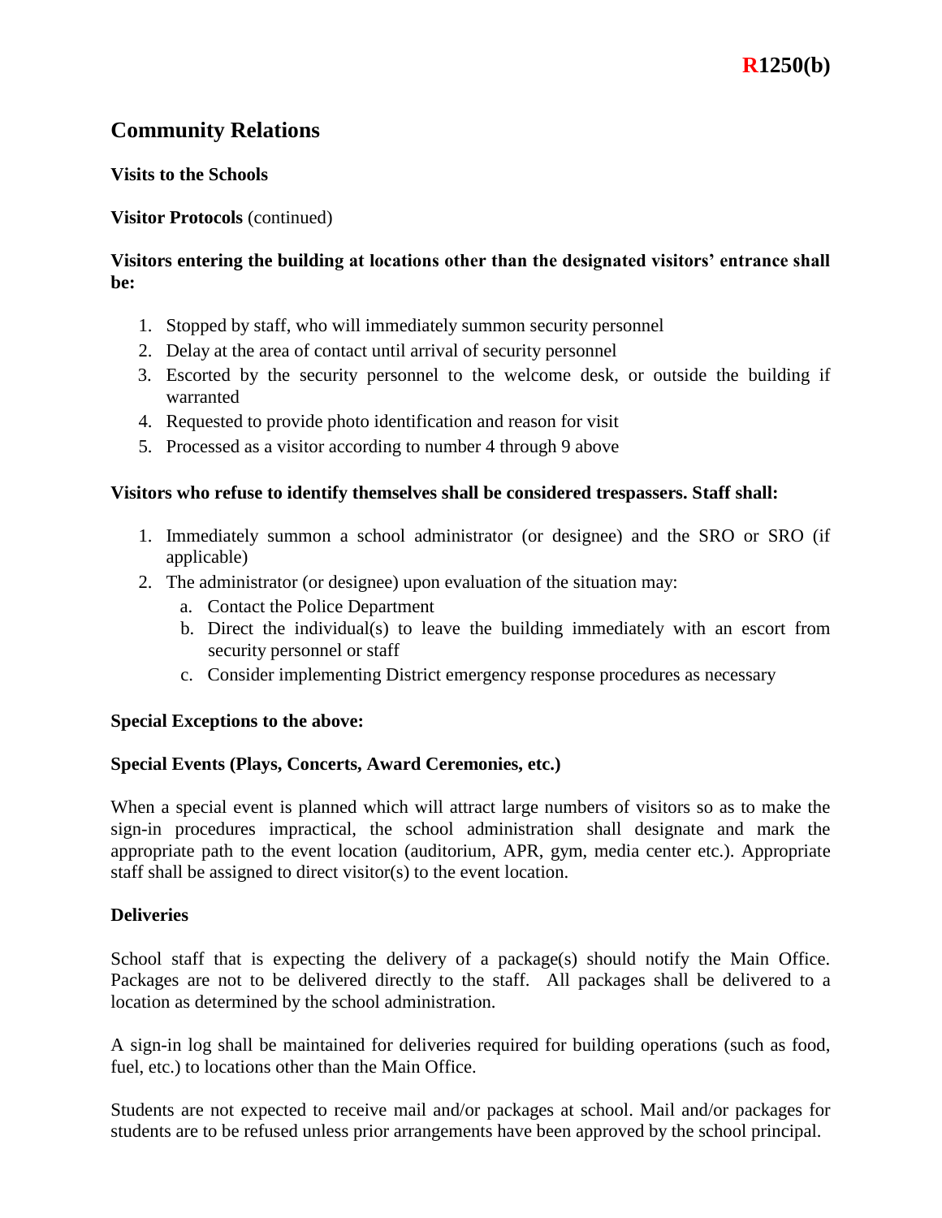# Community Relations

## Visits to the Schools

**Visitor Protocols** (continued)

**Visitors entering the building at locations other than the designated visitors' entrance shall be:**

1. Stopped by staff, who will immediately summon security personnel
2. Delay at the area of contact until arrival of security personnel
3. Escorted by the security personnel to the welcome desk, or outside the building if warranted
4. Requested to provide photo identification and reason for visit
5. Processed as a visitor according to number 4 through 9 above

**Visitors who refuse to identify themselves shall be considered trespassers. Staff shall:**

1. Immediately summon a school administrator (or designee) and the SRO or SRO (if applicable)
2. The administrator (or designee) upon evaluation of the situation may:
   a. Contact the Police Department
   b. Direct the individual(s) to leave the building immediately with an escort from security personnel or staff
   c. Consider implementing District emergency response procedures as necessary

**Special Exceptions to the above:**

**Special Events (Plays, Concerts, Award Ceremonies, etc.)**

When a special event is planned which will attract large numbers of visitors so as to make the sign-in procedures impractical, the school administration shall designate and mark the appropriate path to the event location (auditorium, APR, gym, media center etc.). Appropriate staff shall be assigned to direct visitor(s) to the event location.

**Deliveries**

School staff that is expecting the delivery of a package(s) should notify the Main Office. Packages are not to be delivered directly to the staff. All packages shall be delivered to a location as determined by the school administration.

A sign-in log shall be maintained for deliveries required for building operations (such as food, fuel, etc.) to locations other than the Main Office.

Students are not expected to receive mail and/or packages at school. Mail and/or packages for students are to be refused unless prior arrangements have been approved by the school principal.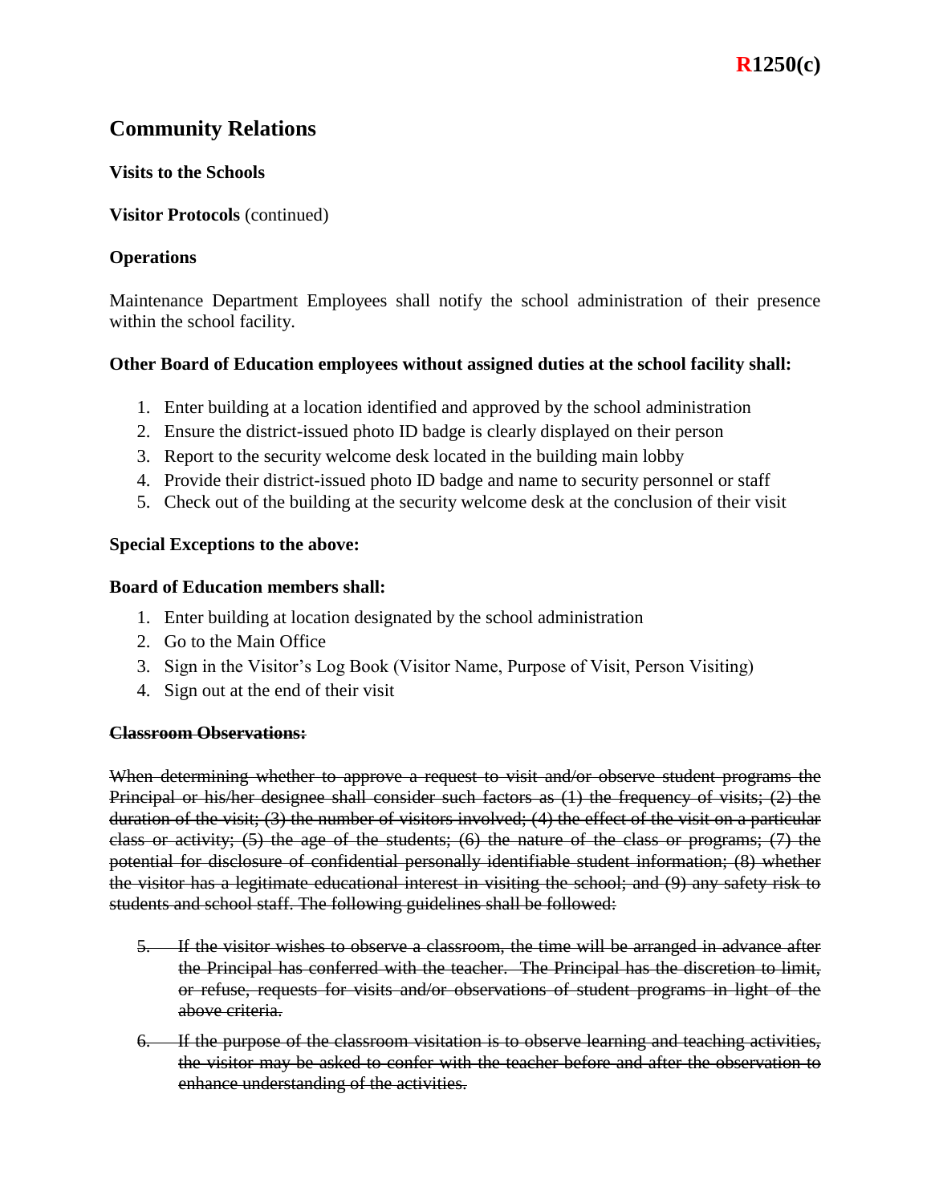## Community Relations

**Visits to the Schools**

**Visitor Protocols** (continued)

**Operations**

Maintenance Department Employees shall notify the school administration of their presence within the school facility.

**Other Board of Education employees without assigned duties at the school facility shall:**

1. Enter building at a location identified and approved by the school administration
2. Ensure the district-issued photo ID badge is clearly displayed on their person
3. Report to the security welcome desk located in the building main lobby
4. Provide their district-issued photo ID badge and name to security personnel or staff
5. Check out of the building at the security welcome desk at the conclusion of their visit

**Special Exceptions to the above:**

**Board of Education members shall:**

1. Enter building at location designated by the school administration
2. Go to the Main Office
3. Sign in the Visitor's Log Book (Visitor Name, Purpose of Visit, Person Visiting)
4. Sign out at the end of their visit

~~**Classroom Observations:**~~

~~When determining whether to approve a request to visit and/or observe student programs the Principal or his/her designee shall consider such factors as (1) the frequency of visits; (2) the duration of the visit; (3) the number of visitors involved; (4) the effect of the visit on a particular class or activity; (5) the age of the students; (6) the nature of the class or programs; (7) the potential for disclosure of confidential personally identifiable student information; (8) whether the visitor has a legitimate educational interest in visiting the school; and (9) any safety risk to students and school staff. The following guidelines shall be followed:~~

5. ~~If the visitor wishes to observe a classroom, the time will be arranged in advance after the Principal has conferred with the teacher. The Principal has the discretion to limit, or refuse, requests for visits and/or observations of student programs in light of the above criteria.~~
6. ~~If the purpose of the classroom visitation is to observe learning and teaching activities, the visitor may be asked to confer with the teacher before and after the observation to enhance understanding of the activities.~~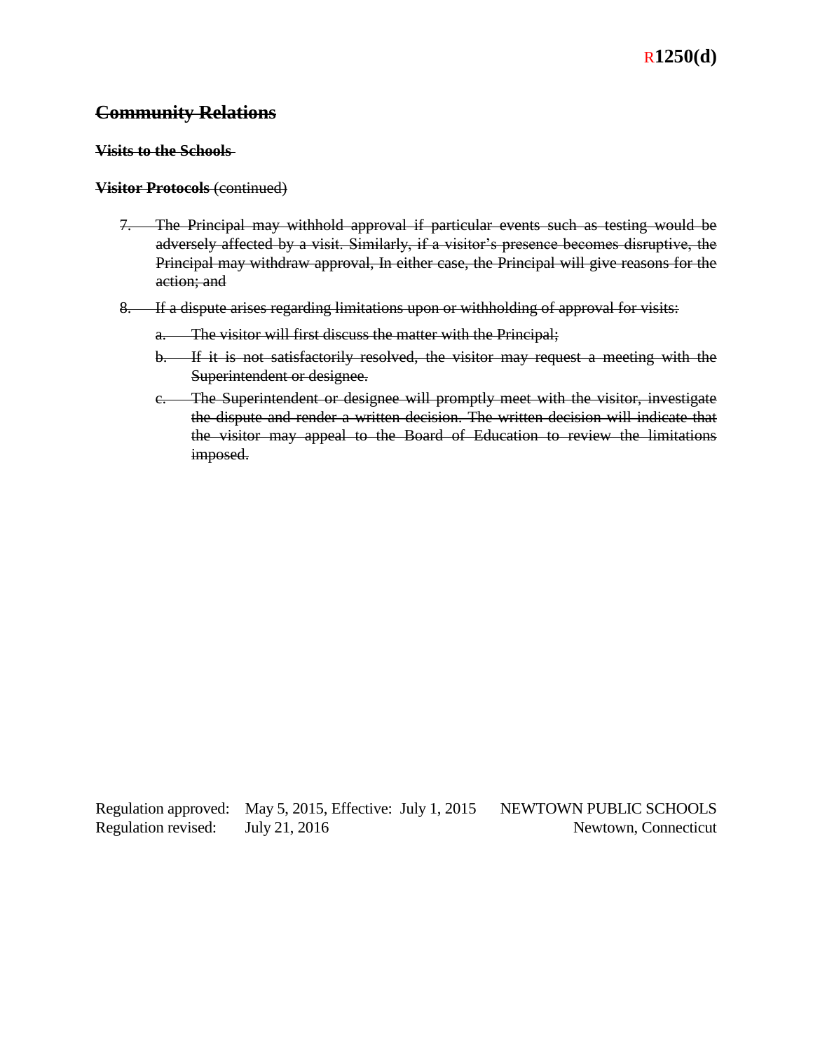R1250(d)

## ~~Community Relations~~

**~~Visits to the Schools~~**

**~~Visitor Protocols~~** ~~(continued)~~

7. ~~The Principal may withhold approval if particular events such as testing would be adversely affected by a visit. Similarly, if a visitor's presence becomes disruptive, the Principal may withdraw approval, In either case, the Principal will give reasons for the action; and~~

8. ~~If a dispute arises regarding limitations upon or withholding of approval for visits:~~

   a. ~~The visitor will first discuss the matter with the Principal;~~

   b. ~~If it is not satisfactorily resolved, the visitor may request a meeting with the Superintendent or designee.~~

   c. ~~The Superintendent or designee will promptly meet with the visitor, investigate the dispute and render a written decision. The written decision will indicate that the visitor may appeal to the Board of Education to review the limitations imposed.~~

Regulation approved: May 5, 2015, Effective: July 1, 2015
Regulation revised: July 21, 2016

NEWTOWN PUBLIC SCHOOLS
Newtown, Connecticut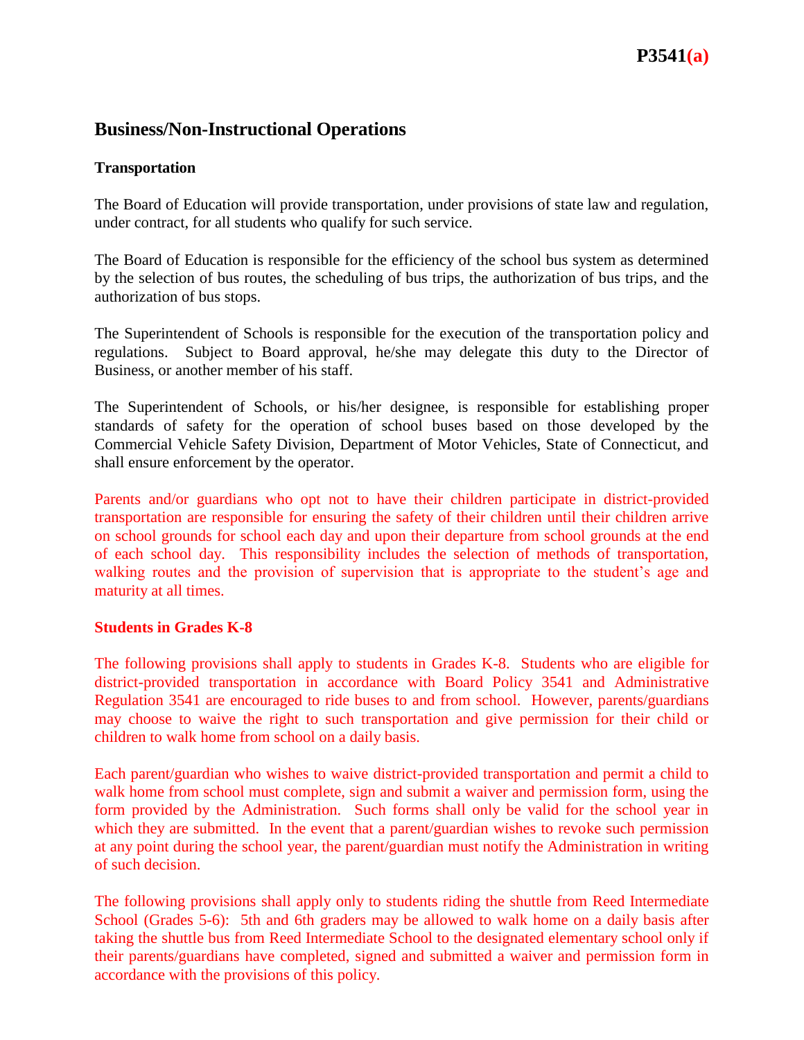P3541(a)

# Business/Non-Instructional Operations

## Transportation

The Board of Education will provide transportation, under provisions of state law and regulation, under contract, for all students who qualify for such service.

The Board of Education is responsible for the efficiency of the school bus system as determined by the selection of bus routes, the scheduling of bus trips, the authorization of bus trips, and the authorization of bus stops.

The Superintendent of Schools is responsible for the execution of the transportation policy and regulations. Subject to Board approval, he/she may delegate this duty to the Director of Business, or another member of his staff.

The Superintendent of Schools, or his/her designee, is responsible for establishing proper standards of safety for the operation of school buses based on those developed by the Commercial Vehicle Safety Division, Department of Motor Vehicles, State of Connecticut, and shall ensure enforcement by the operator.

Parents and/or guardians who opt not to have their children participate in district-provided transportation are responsible for ensuring the safety of their children until their children arrive on school grounds for school each day and upon their departure from school grounds at the end of each school day. This responsibility includes the selection of methods of transportation, walking routes and the provision of supervision that is appropriate to the student's age and maturity at all times.

### Students in Grades K-8

The following provisions shall apply to students in Grades K-8. Students who are eligible for district-provided transportation in accordance with Board Policy 3541 and Administrative Regulation 3541 are encouraged to ride buses to and from school. However, parents/guardians may choose to waive the right to such transportation and give permission for their child or children to walk home from school on a daily basis.

Each parent/guardian who wishes to waive district-provided transportation and permit a child to walk home from school must complete, sign and submit a waiver and permission form, using the form provided by the Administration. Such forms shall only be valid for the school year in which they are submitted. In the event that a parent/guardian wishes to revoke such permission at any point during the school year, the parent/guardian must notify the Administration in writing of such decision.

The following provisions shall apply only to students riding the shuttle from Reed Intermediate School (Grades 5-6): 5th and 6th graders may be allowed to walk home on a daily basis after taking the shuttle bus from Reed Intermediate School to the designated elementary school only if their parents/guardians have completed, signed and submitted a waiver and permission form in accordance with the provisions of this policy.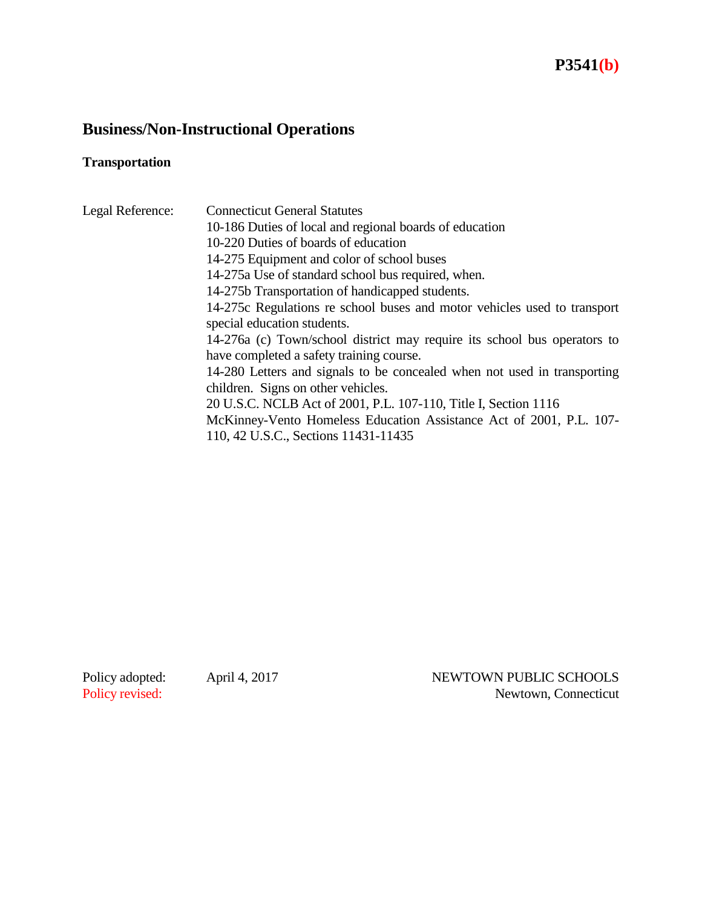**P3541(b)**

# Business/Non-Instructional Operations

## Transportation

Legal Reference: Connecticut General Statutes

10-186 Duties of local and regional boards of education

10-220 Duties of boards of education

14-275 Equipment and color of school buses

14-275a Use of standard school bus required, when.

14-275b Transportation of handicapped students.

14-275c Regulations re school buses and motor vehicles used to transport special education students.

14-276a (c) Town/school district may require its school bus operators to have completed a safety training course.

14-280 Letters and signals to be concealed when not used in transporting children. Signs on other vehicles.

20 U.S.C. NCLB Act of 2001, P.L. 107-110, Title I, Section 1116

McKinney-Vento Homeless Education Assistance Act of 2001, P.L. 107-110, 42 U.S.C., Sections 11431-11435

Policy adopted: April 4, 2017

Policy revised:

NEWTOWN PUBLIC SCHOOLS
Newtown, Connecticut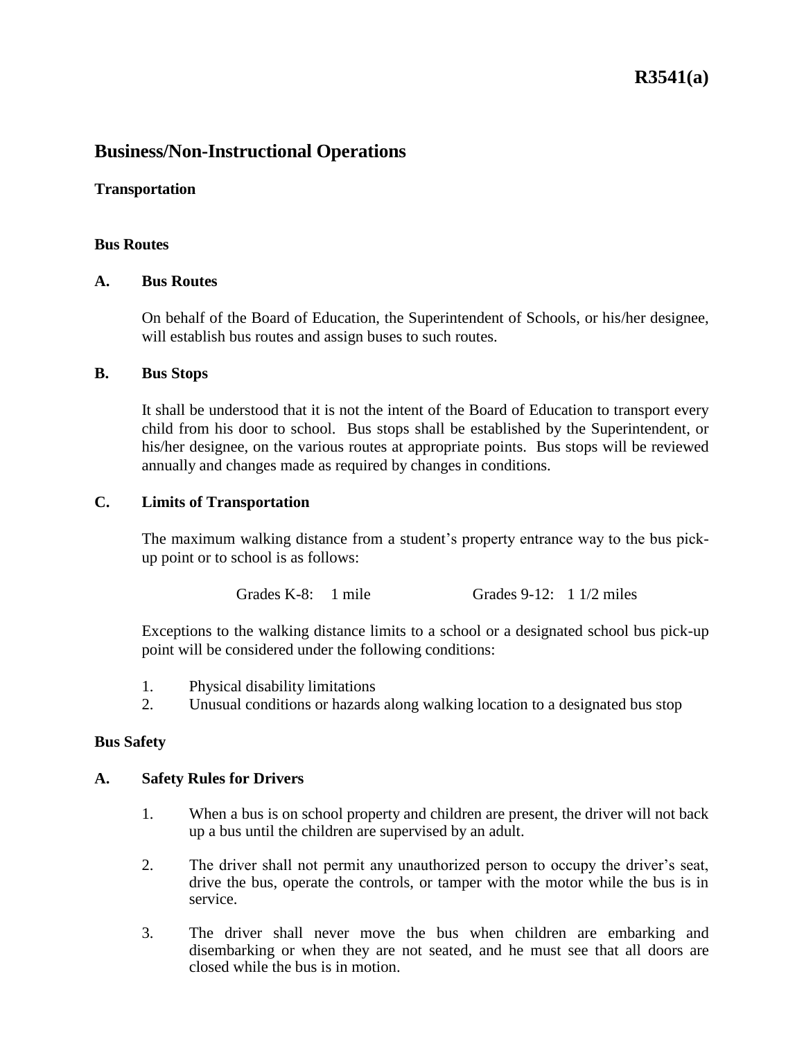**R3541(a)**

# Business/Non-Instructional Operations

## Transportation

### Bus Routes

**A. Bus Routes**

On behalf of the Board of Education, the Superintendent of Schools, or his/her designee, will establish bus routes and assign buses to such routes.

**B. Bus Stops**

It shall be understood that it is not the intent of the Board of Education to transport every child from his door to school. Bus stops shall be established by the Superintendent, or his/her designee, on the various routes at appropriate points. Bus stops will be reviewed annually and changes made as required by changes in conditions.

**C. Limits of Transportation**

The maximum walking distance from a student's property entrance way to the bus pick-up point or to school is as follows:

Grades K-8: 1 mile Grades 9-12: 1 1/2 miles

Exceptions to the walking distance limits to a school or a designated school bus pick-up point will be considered under the following conditions:

1. Physical disability limitations
2. Unusual conditions or hazards along walking location to a designated bus stop

### Bus Safety

**A. Safety Rules for Drivers**

1. When a bus is on school property and children are present, the driver will not back up a bus until the children are supervised by an adult.

2. The driver shall not permit any unauthorized person to occupy the driver's seat, drive the bus, operate the controls, or tamper with the motor while the bus is in service.

3. The driver shall never move the bus when children are embarking and disembarking or when they are not seated, and he must see that all doors are closed while the bus is in motion.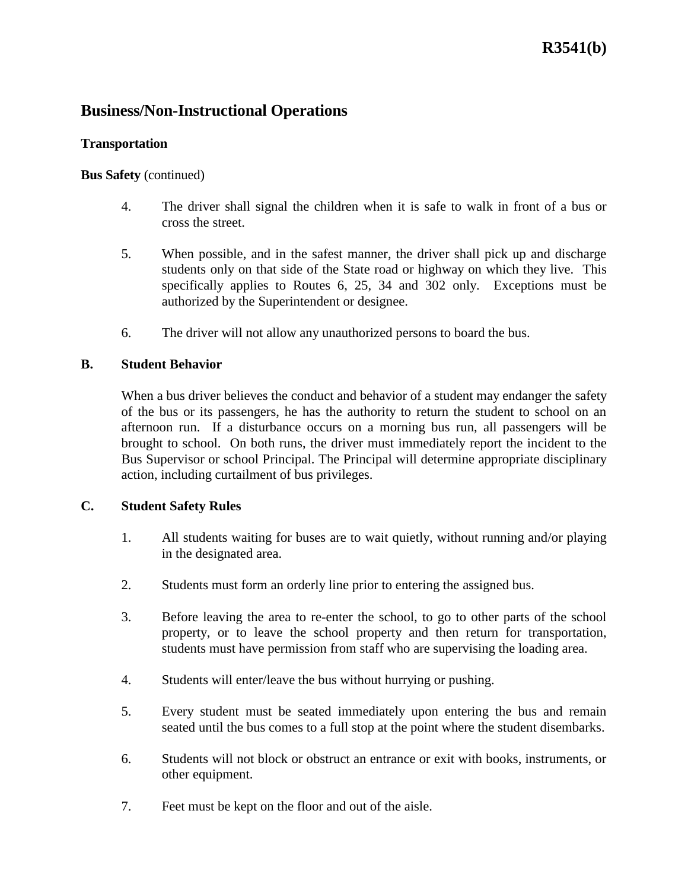# Business/Non-Instructional Operations

**Transportation**

**Bus Safety** (continued)

4. The driver shall signal the children when it is safe to walk in front of a bus or cross the street.

5. When possible, and in the safest manner, the driver shall pick up and discharge students only on that side of the State road or highway on which they live. This specifically applies to Routes 6, 25, 34 and 302 only. Exceptions must be authorized by the Superintendent or designee.

6. The driver will not allow any unauthorized persons to board the bus.

**B. Student Behavior**

When a bus driver believes the conduct and behavior of a student may endanger the safety of the bus or its passengers, he has the authority to return the student to school on an afternoon run. If a disturbance occurs on a morning bus run, all passengers will be brought to school. On both runs, the driver must immediately report the incident to the Bus Supervisor or school Principal. The Principal will determine appropriate disciplinary action, including curtailment of bus privileges.

**C. Student Safety Rules**

1. All students waiting for buses are to wait quietly, without running and/or playing in the designated area.

2. Students must form an orderly line prior to entering the assigned bus.

3. Before leaving the area to re-enter the school, to go to other parts of the school property, or to leave the school property and then return for transportation, students must have permission from staff who are supervising the loading area.

4. Students will enter/leave the bus without hurrying or pushing.

5. Every student must be seated immediately upon entering the bus and remain seated until the bus comes to a full stop at the point where the student disembarks.

6. Students will not block or obstruct an entrance or exit with books, instruments, or other equipment.

7. Feet must be kept on the floor and out of the aisle.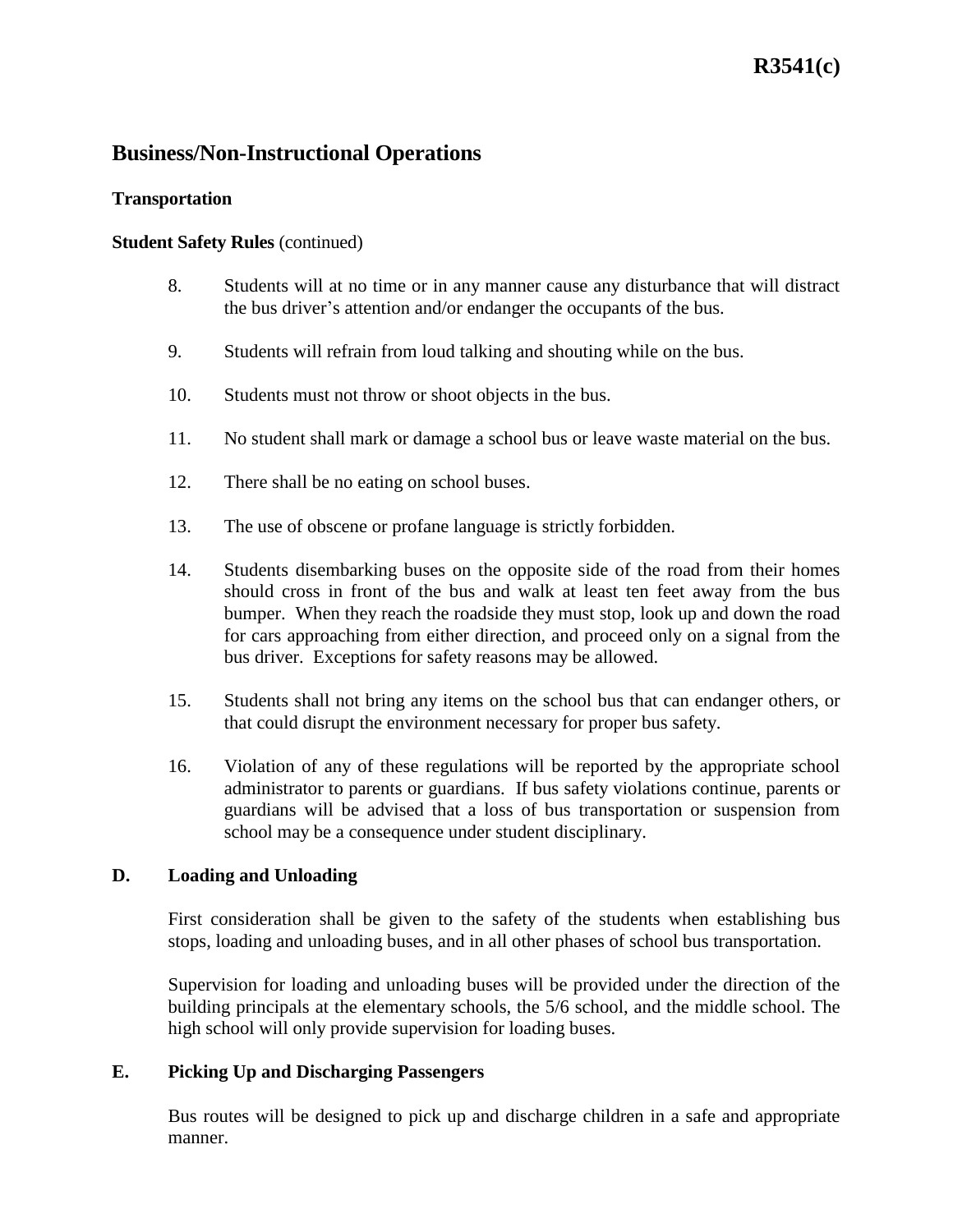# Business/Non-Instructional Operations

## Transportation

**Student Safety Rules** (continued)

8. Students will at no time or in any manner cause any disturbance that will distract the bus driver's attention and/or endanger the occupants of the bus.

9. Students will refrain from loud talking and shouting while on the bus.

10. Students must not throw or shoot objects in the bus.

11. No student shall mark or damage a school bus or leave waste material on the bus.

12. There shall be no eating on school buses.

13. The use of obscene or profane language is strictly forbidden.

14. Students disembarking buses on the opposite side of the road from their homes should cross in front of the bus and walk at least ten feet away from the bus bumper. When they reach the roadside they must stop, look up and down the road for cars approaching from either direction, and proceed only on a signal from the bus driver. Exceptions for safety reasons may be allowed.

15. Students shall not bring any items on the school bus that can endanger others, or that could disrupt the environment necessary for proper bus safety.

16. Violation of any of these regulations will be reported by the appropriate school administrator to parents or guardians. If bus safety violations continue, parents or guardians will be advised that a loss of bus transportation or suspension from school may be a consequence under student disciplinary.

## D. Loading and Unloading

First consideration shall be given to the safety of the students when establishing bus stops, loading and unloading buses, and in all other phases of school bus transportation.

Supervision for loading and unloading buses will be provided under the direction of the building principals at the elementary schools, the 5/6 school, and the middle school. The high school will only provide supervision for loading buses.

## E. Picking Up and Discharging Passengers

Bus routes will be designed to pick up and discharge children in a safe and appropriate manner.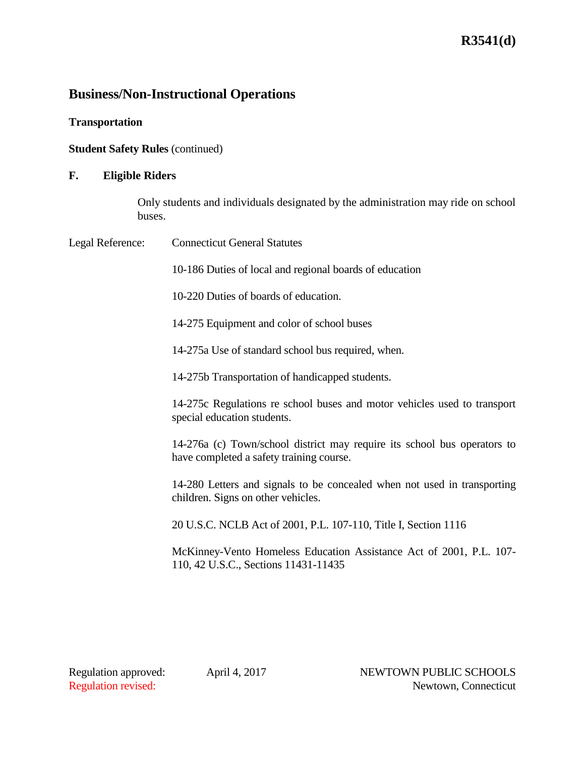# Business/Non-Instructional Operations

## Transportation

**Student Safety Rules** (continued)

### F. Eligible Riders

Only students and individuals designated by the administration may ride on school buses.

Legal Reference: Connecticut General Statutes

10-186 Duties of local and regional boards of education

10-220 Duties of boards of education.

14-275 Equipment and color of school buses

14-275a Use of standard school bus required, when.

14-275b Transportation of handicapped students.

14-275c Regulations re school buses and motor vehicles used to transport special education students.

14-276a (c) Town/school district may require its school bus operators to have completed a safety training course.

14-280 Letters and signals to be concealed when not used in transporting children. Signs on other vehicles.

20 U.S.C. NCLB Act of 2001, P.L. 107-110, Title I, Section 1116

McKinney-Vento Homeless Education Assistance Act of 2001, P.L. 107-110, 42 U.S.C., Sections 11431-11435

Regulation approved: April 4, 2017
Regulation revised:

NEWTOWN PUBLIC SCHOOLS
Newtown, Connecticut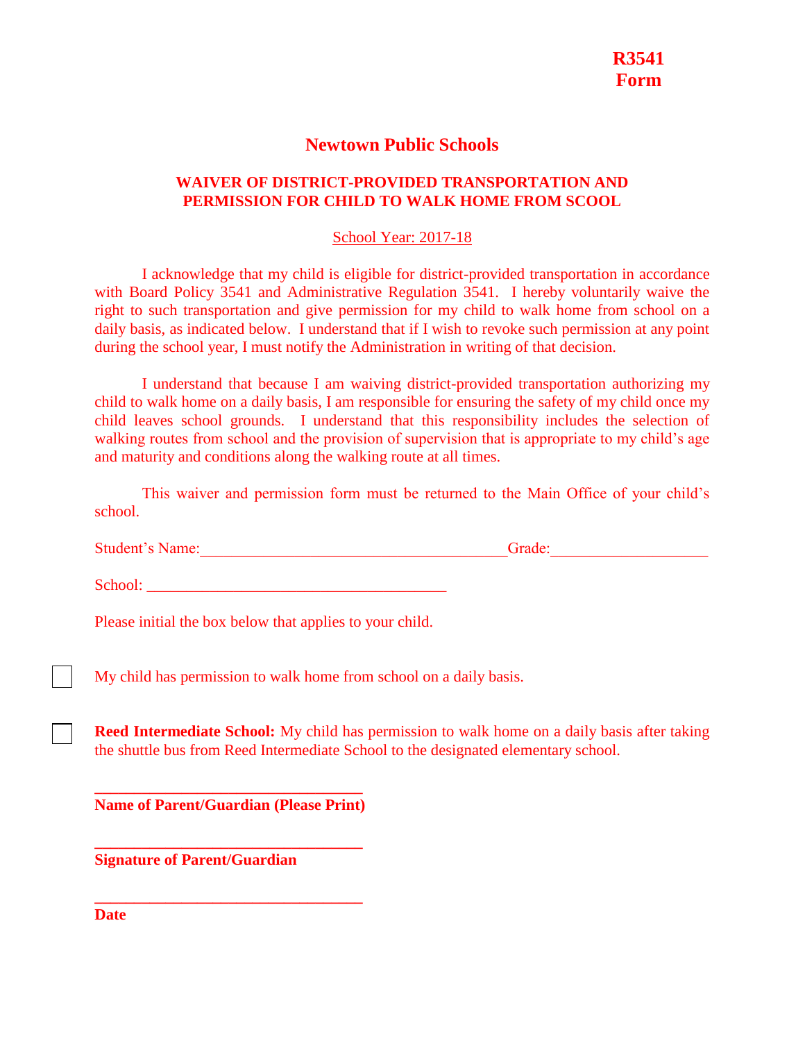**R3541**
**Form**

# Newtown Public Schools

## WAIVER OF DISTRICT-PROVIDED TRANSPORTATION AND PERMISSION FOR CHILD TO WALK HOME FROM SCOOL

School Year: 2017-18

I acknowledge that my child is eligible for district-provided transportation in accordance with Board Policy 3541 and Administrative Regulation 3541. I hereby voluntarily waive the right to such transportation and give permission for my child to walk home from school on a daily basis, as indicated below. I understand that if I wish to revoke such permission at any point during the school year, I must notify the Administration in writing of that decision.

I understand that because I am waiving district-provided transportation authorizing my child to walk home on a daily basis, I am responsible for ensuring the safety of my child once my child leaves school grounds. I understand that this responsibility includes the selection of walking routes from school and the provision of supervision that is appropriate to my child's age and maturity and conditions along the walking route at all times.

This waiver and permission form must be returned to the Main Office of your child's school.

Student's Name:________________________________________Grade:____________________

School: _______________________________________

Please initial the box below that applies to your child.

☐ My child has permission to walk home from school on a daily basis.

☐ **Reed Intermediate School:** My child has permission to walk home on a daily basis after taking the shuttle bus from Reed Intermediate School to the designated elementary school.

___________________________________
**Name of Parent/Guardian (Please Print)**

___________________________________
**Signature of Parent/Guardian**

___________________________________
**Date**